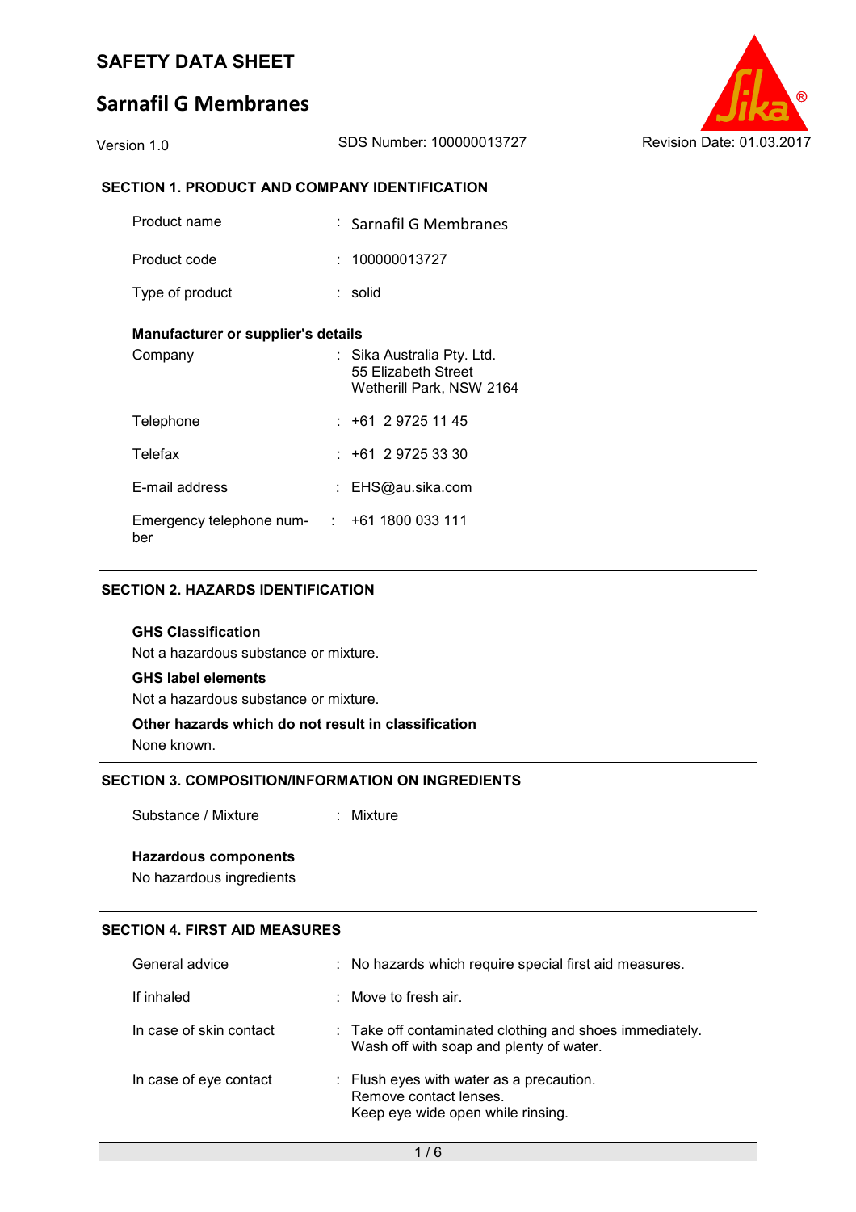# SAFETY DATA SHEET

# Sarnafil G Membranes

Version 1.0 | SDS Number: 100000013727 | Revision Date: 01.03.2017

## SECTION 1. PRODUCT AND COMPANY IDENTIFICATION

| | |
|---|---|
| Product name | : Sarnafil G Membranes |
| Product code | : 100000013727 |
| Type of product | : solid |

**Manufacturer or supplier's details**

| | |
|---|---|
| Company | : Sika Australia Pty. Ltd.<br>55 Elizabeth Street<br>Wetherill Park, NSW 2164 |
| Telephone | : +61 2 9725 11 45 |
| Telefax | : +61 2 9725 33 30 |
| E-mail address | : EHS@au.sika.com |
| Emergency telephone number | : +61 1800 033 111 |

## SECTION 2. HAZARDS IDENTIFICATION

**GHS Classification**

Not a hazardous substance or mixture.

**GHS label elements**

Not a hazardous substance or mixture.

**Other hazards which do not result in classification**

None known.

## SECTION 3. COMPOSITION/INFORMATION ON INGREDIENTS

| | |
|---|---|
| Substance / Mixture | : Mixture |

**Hazardous components**

No hazardous ingredients

## SECTION 4. FIRST AID MEASURES

| | |
|---|---|
| General advice | : No hazards which require special first aid measures. |
| If inhaled | : Move to fresh air. |
| In case of skin contact | : Take off contaminated clothing and shoes immediately.<br>Wash off with soap and plenty of water. |
| In case of eye contact | : Flush eyes with water as a precaution.<br>Remove contact lenses.<br>Keep eye wide open while rinsing. |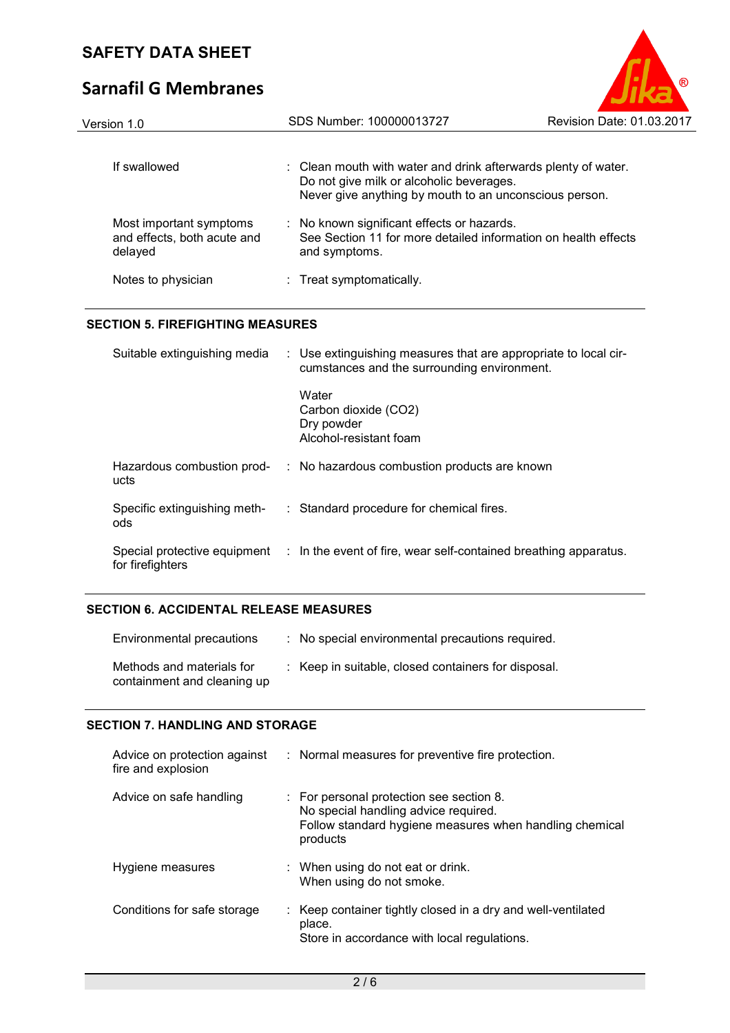| | |
|---|---|
| If swallowed | : Clean mouth with water and drink afterwards plenty of water.<br>Do not give milk or alcoholic beverages.<br>Never give anything by mouth to an unconscious person. |
| Most important symptoms and effects, both acute and delayed | : No known significant effects or hazards.<br>See Section 11 for more detailed information on health effects and symptoms. |
| Notes to physician | : Treat symptomatically. |

## SECTION 5. FIREFIGHTING MEASURES

| | |
|---|---|
| Suitable extinguishing media | : Use extinguishing measures that are appropriate to local circumstances and the surrounding environment.<br><br>Water<br>Carbon dioxide ($CO_2$)<br>Dry powder<br>Alcohol-resistant foam |
| Hazardous combustion products | : No hazardous combustion products are known |
| Specific extinguishing methods | : Standard procedure for chemical fires. |
| Special protective equipment for firefighters | : In the event of fire, wear self-contained breathing apparatus. |

## SECTION 6. ACCIDENTAL RELEASE MEASURES

| | |
|---|---|
| Environmental precautions | : No special environmental precautions required. |
| Methods and materials for containment and cleaning up | : Keep in suitable, closed containers for disposal. |

## SECTION 7. HANDLING AND STORAGE

| | |
|---|---|
| Advice on protection against fire and explosion | : Normal measures for preventive fire protection. |
| Advice on safe handling | : For personal protection see section 8.<br>No special handling advice required.<br>Follow standard hygiene measures when handling chemical products |
| Hygiene measures | : When using do not eat or drink.<br>When using do not smoke. |
| Conditions for safe storage | : Keep container tightly closed in a dry and well-ventilated place.<br>Store in accordance with local regulations. |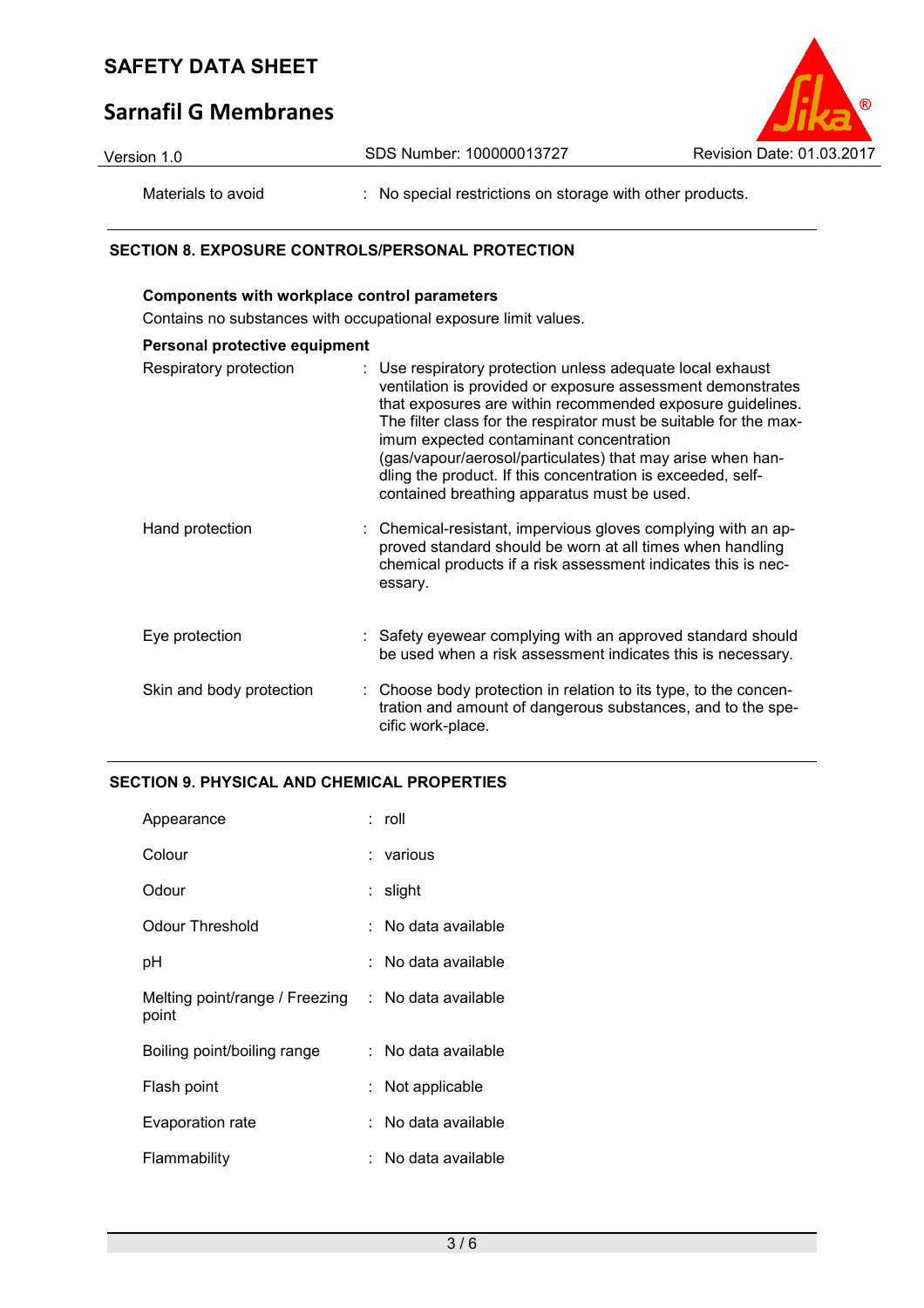| | | |
|---|---|---|
| Materials to avoid | : | No special restrictions on storage with other products. |

## SECTION 8. EXPOSURE CONTROLS/PERSONAL PROTECTION

**Components with workplace control parameters**

Contains no substances with occupational exposure limit values.

**Personal protective equipment**

| | | |
|---|---|---|
| Respiratory protection | : | Use respiratory protection unless adequate local exhaust ventilation is provided or exposure assessment demonstrates that exposures are within recommended exposure guidelines. The filter class for the respirator must be suitable for the maximum expected contaminant concentration (gas/vapour/aerosol/particulates) that may arise when handling the product. If this concentration is exceeded, self-contained breathing apparatus must be used. |
| Hand protection | : | Chemical-resistant, impervious gloves complying with an approved standard should be worn at all times when handling chemical products if a risk assessment indicates this is necessary. |
| Eye protection | : | Safety eyewear complying with an approved standard should be used when a risk assessment indicates this is necessary. |
| Skin and body protection | : | Choose body protection in relation to its type, to the concentration and amount of dangerous substances, and to the specific work-place. |

## SECTION 9. PHYSICAL AND CHEMICAL PROPERTIES

| | | |
|---|---|---|
| Appearance | : | roll |
| Colour | : | various |
| Odour | : | slight |
| Odour Threshold | : | No data available |
| pH | : | No data available |
| Melting point/range / Freezing point | : | No data available |
| Boiling point/boiling range | : | No data available |
| Flash point | : | Not applicable |
| Evaporation rate | : | No data available |
| Flammability | : | No data available |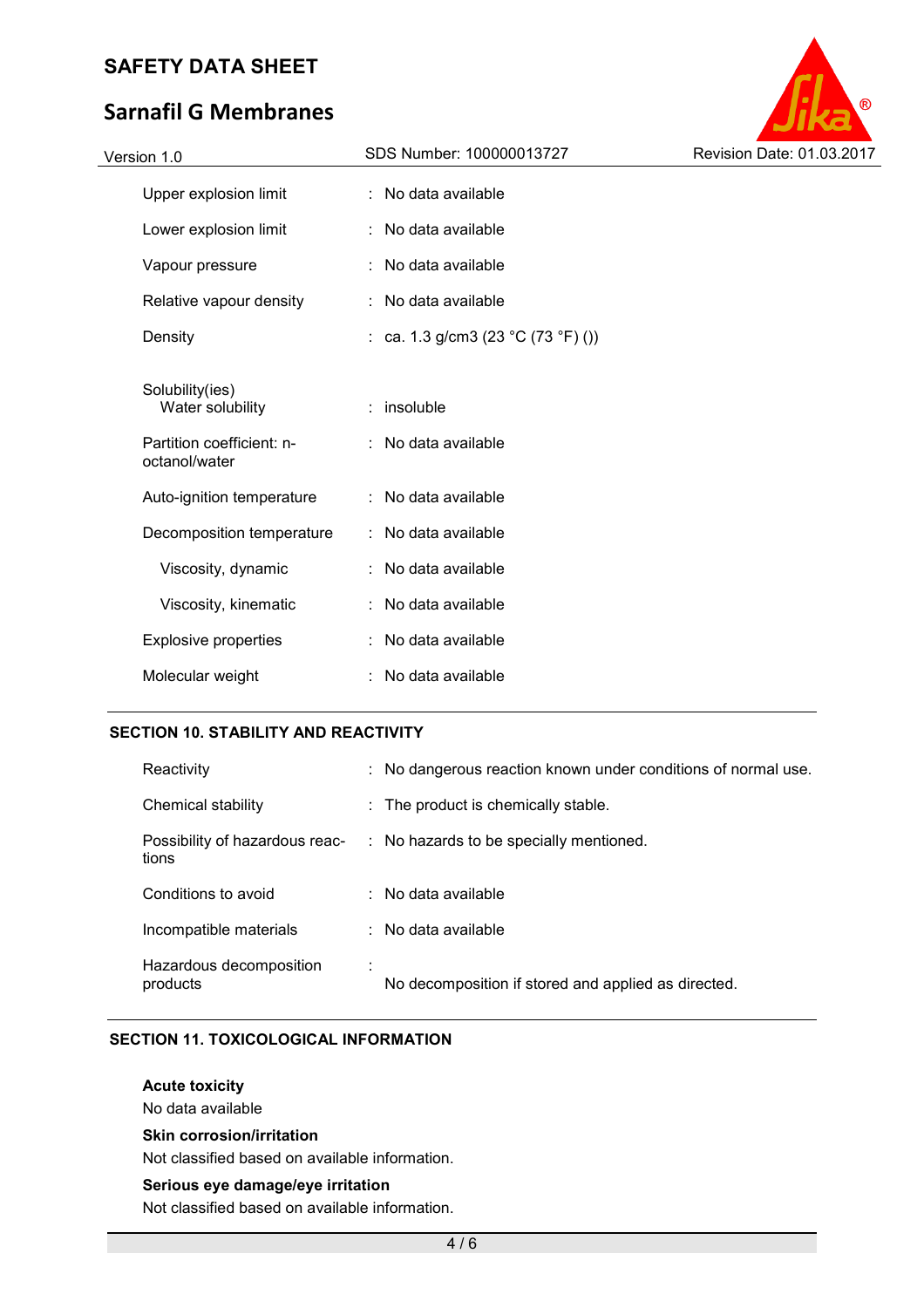| | | |
|---|---|---|
| Upper explosion limit | : | No data available |
| Lower explosion limit | : | No data available |
| Vapour pressure | : | No data available |
| Relative vapour density | : | No data available |
| Density | : | ca. 1.3 g/cm3 (23 °C (73 °F) ()) |
| Solubility(ies)<br>Water solubility | : | insoluble |
| Partition coefficient: n-octanol/water | : | No data available |
| Auto-ignition temperature | : | No data available |
| Decomposition temperature | : | No data available |
| Viscosity, dynamic | : | No data available |
| Viscosity, kinematic | : | No data available |
| Explosive properties | : | No data available |
| Molecular weight | : | No data available |

## SECTION 10. STABILITY AND REACTIVITY

| | | |
|---|---|---|
| Reactivity | : | No dangerous reaction known under conditions of normal use. |
| Chemical stability | : | The product is chemically stable. |
| Possibility of hazardous reactions | : | No hazards to be specially mentioned. |
| Conditions to avoid | : | No data available |
| Incompatible materials | : | No data available |
| Hazardous decomposition products | : | No decomposition if stored and applied as directed. |

## SECTION 11. TOXICOLOGICAL INFORMATION

**Acute toxicity**

No data available

**Skin corrosion/irritation**

Not classified based on available information.

**Serious eye damage/eye irritation**

Not classified based on available information.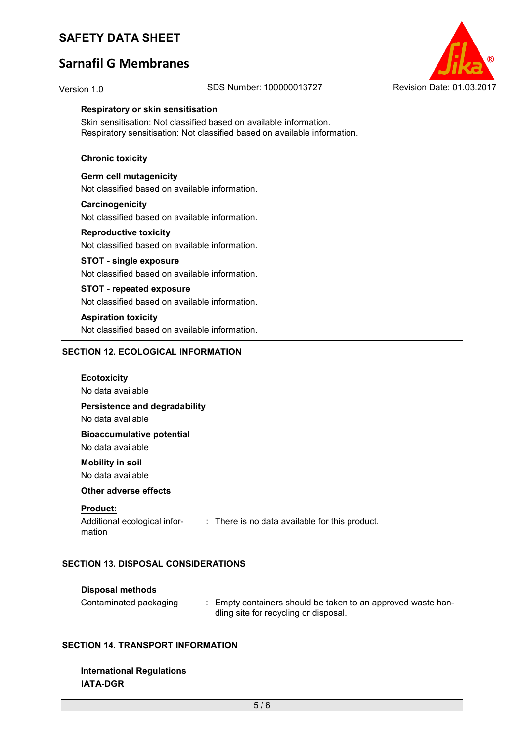**Respiratory or skin sensitisation**

Skin sensitisation: Not classified based on available information.
Respiratory sensitisation: Not classified based on available information.

**Chronic toxicity**

**Germ cell mutagenicity**

Not classified based on available information.

**Carcinogenicity**

Not classified based on available information.

**Reproductive toxicity**

Not classified based on available information.

**STOT - single exposure**

Not classified based on available information.

**STOT - repeated exposure**

Not classified based on available information.

**Aspiration toxicity**

Not classified based on available information.

## SECTION 12. ECOLOGICAL INFORMATION

**Ecotoxicity**

No data available

**Persistence and degradability**

No data available

**Bioaccumulative potential**

No data available

**Mobility in soil**

No data available

**Other adverse effects**

**Product:**

Additional ecological information : There is no data available for this product.

## SECTION 13. DISPOSAL CONSIDERATIONS

**Disposal methods**

Contaminated packaging : Empty containers should be taken to an approved waste handling site for recycling or disposal.

## SECTION 14. TRANSPORT INFORMATION

**International Regulations**

**IATA-DGR**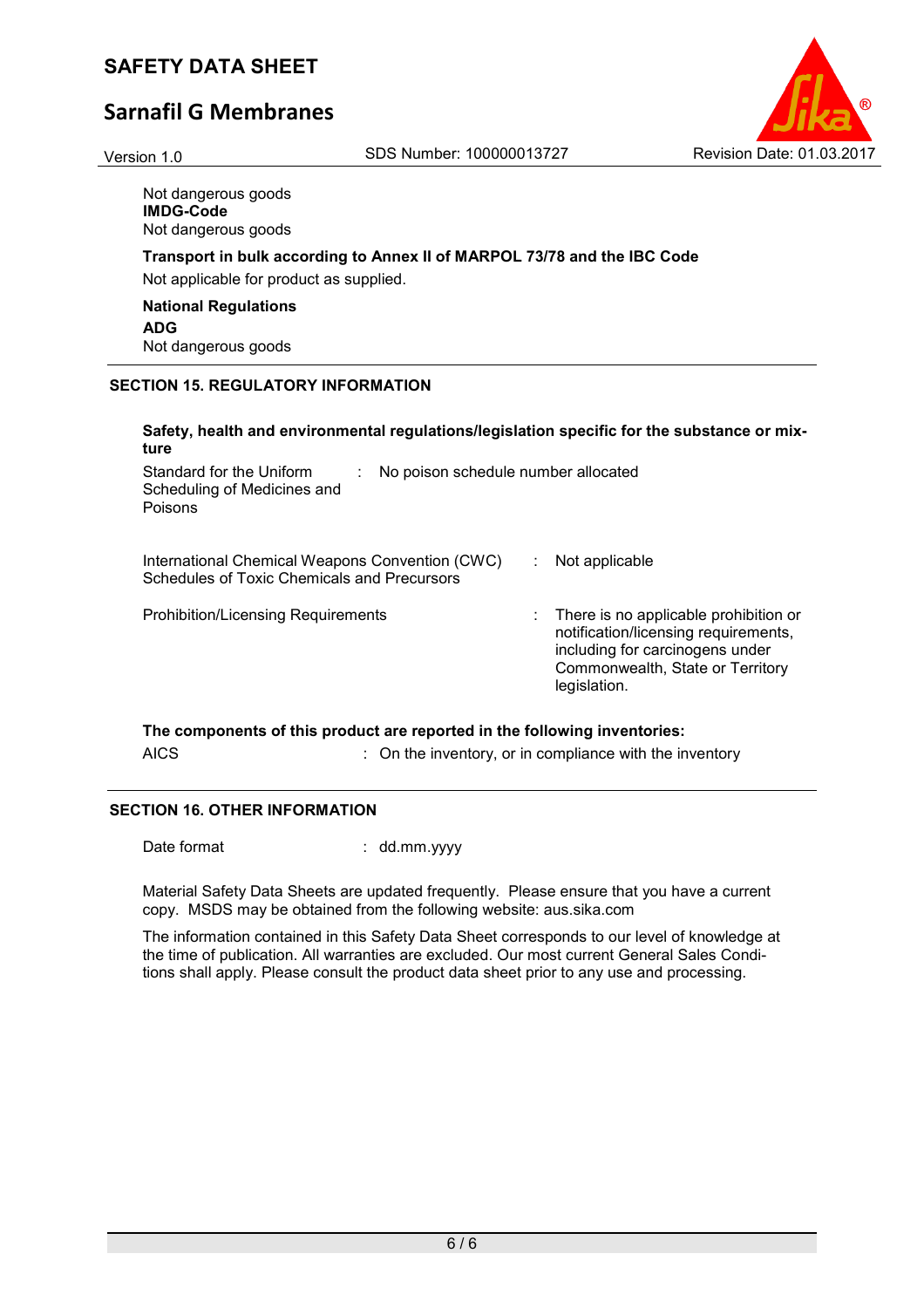Not dangerous goods

**IMDG-Code**

Not dangerous goods

**Transport in bulk according to Annex II of MARPOL 73/78 and the IBC Code**

Not applicable for product as supplied.

**National Regulations**

**ADG**

Not dangerous goods

## SECTION 15. REGULATORY INFORMATION

**Safety, health and environmental regulations/legislation specific for the substance or mixture**

Standard for the Uniform Scheduling of Medicines and Poisons : No poison schedule number allocated

International Chemical Weapons Convention (CWC) Schedules of Toxic Chemicals and Precursors : Not applicable

Prohibition/Licensing Requirements : There is no applicable prohibition or notification/licensing requirements, including for carcinogens under Commonwealth, State or Territory legislation.

**The components of this product are reported in the following inventories:**

AICS : On the inventory, or in compliance with the inventory

## SECTION 16. OTHER INFORMATION

Date format : dd.mm.yyyy

Material Safety Data Sheets are updated frequently. Please ensure that you have a current copy. MSDS may be obtained from the following website: aus.sika.com

The information contained in this Safety Data Sheet corresponds to our level of knowledge at the time of publication. All warranties are excluded. Our most current General Sales Conditions shall apply. Please consult the product data sheet prior to any use and processing.